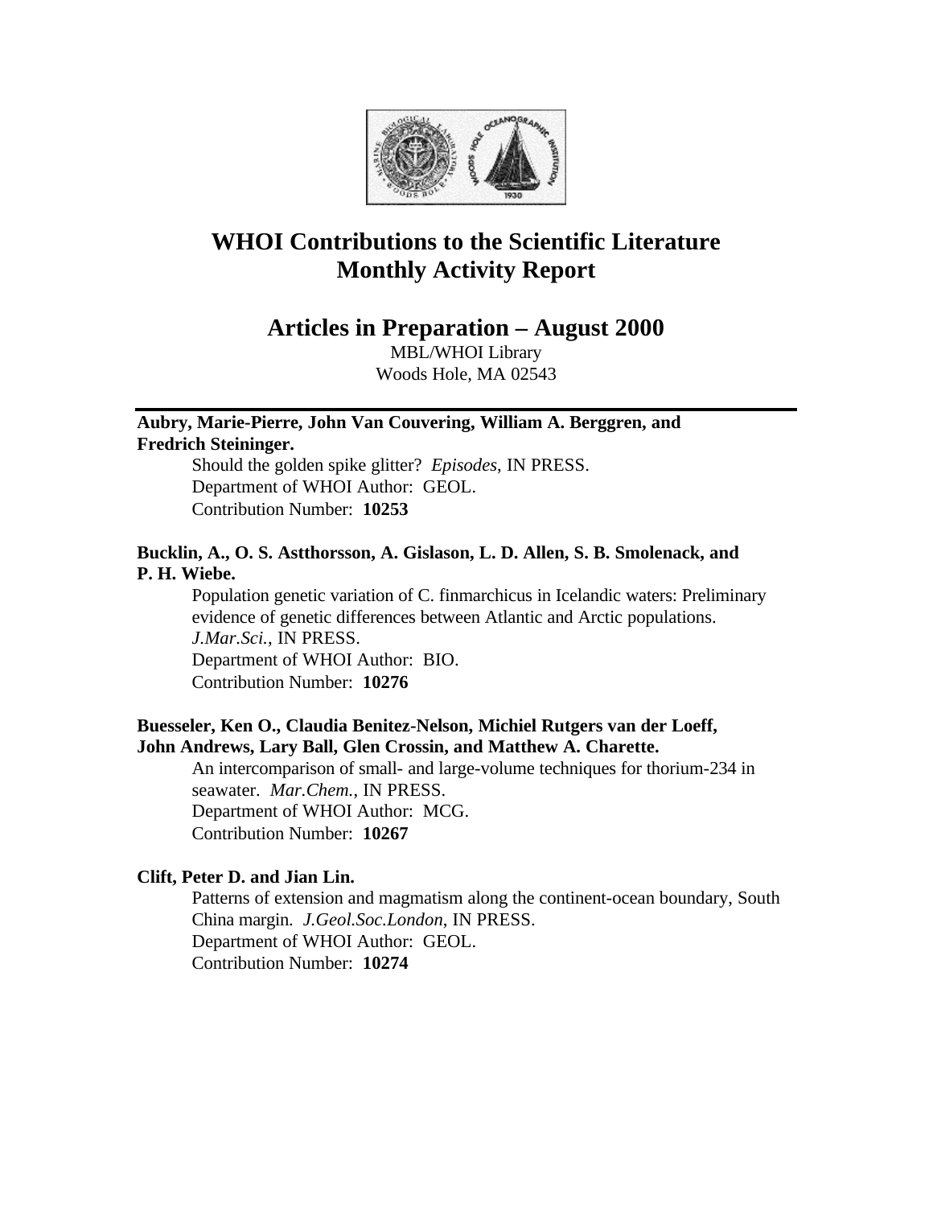# WHOI Contributions to the Scientific Literature
# Monthly Activity Report

## Articles in Preparation – August 2000

MBL/WHOI Library
Woods Hole, MA 02543

---

**Aubry, Marie-Pierre, John Van Couvering, William A. Berggren, and Fredrich Steininger.**

Should the golden spike glitter? *Episodes*, IN PRESS.
Department of WHOI Author: GEOL.
Contribution Number: **10253**

**Bucklin, A., O. S. Astthorsson, A. Gislason, L. D. Allen, S. B. Smolenack, and P. H. Wiebe.**

Population genetic variation of C. finmarchicus in Icelandic waters: Preliminary evidence of genetic differences between Atlantic and Arctic populations. *J.Mar.Sci.*, IN PRESS.
Department of WHOI Author: BIO.
Contribution Number: **10276**

**Buesseler, Ken O., Claudia Benitez-Nelson, Michiel Rutgers van der Loeff, John Andrews, Lary Ball, Glen Crossin, and Matthew A. Charette.**

An intercomparison of small- and large-volume techniques for thorium-234 in seawater. *Mar.Chem.*, IN PRESS.
Department of WHOI Author: MCG.
Contribution Number: **10267**

**Clift, Peter D. and Jian Lin.**

Patterns of extension and magmatism along the continent-ocean boundary, South China margin. *J.Geol.Soc.London*, IN PRESS.
Department of WHOI Author: GEOL.
Contribution Number: **10274**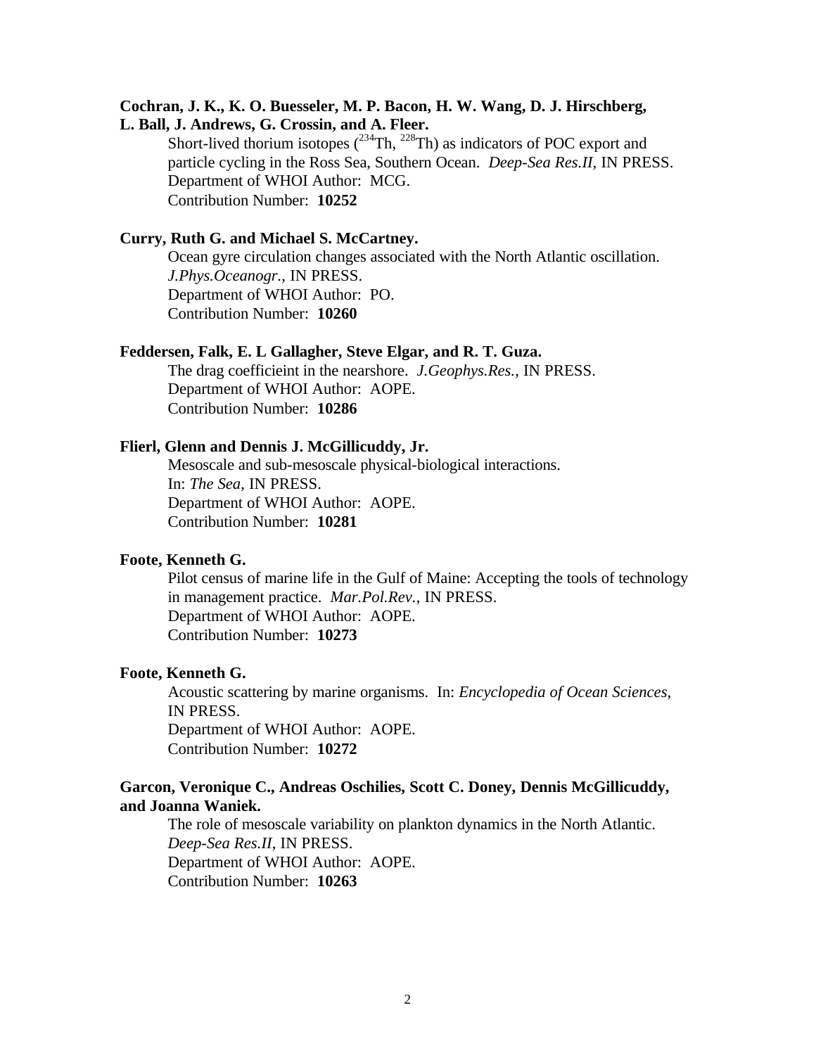**Cochran, J. K., K. O. Buesseler, M. P. Bacon, H. W. Wang, D. J. Hirschberg, L. Ball, J. Andrews, G. Crossin, and A. Fleer.**

Short-lived thorium isotopes ($^{234}$Th, $^{228}$Th) as indicators of POC export and particle cycling in the Ross Sea, Southern Ocean. *Deep-Sea Res.II*, IN PRESS.
Department of WHOI Author: MCG.
Contribution Number: **10252**

**Curry, Ruth G. and Michael S. McCartney.**

Ocean gyre circulation changes associated with the North Atlantic oscillation. *J.Phys.Oceanogr.*, IN PRESS.
Department of WHOI Author: PO.
Contribution Number: **10260**

**Feddersen, Falk, E. L Gallagher, Steve Elgar, and R. T. Guza.**

The drag coefficieint in the nearshore. *J.Geophys.Res.*, IN PRESS.
Department of WHOI Author: AOPE.
Contribution Number: **10286**

**Flierl, Glenn and Dennis J. McGillicuddy, Jr.**

Mesoscale and sub-mesoscale physical-biological interactions.
In: *The Sea*, IN PRESS.
Department of WHOI Author: AOPE.
Contribution Number: **10281**

**Foote, Kenneth G.**

Pilot census of marine life in the Gulf of Maine: Accepting the tools of technology in management practice. *Mar.Pol.Rev.*, IN PRESS.
Department of WHOI Author: AOPE.
Contribution Number: **10273**

**Foote, Kenneth G.**

Acoustic scattering by marine organisms. In: *Encyclopedia of Ocean Sciences*, IN PRESS.
Department of WHOI Author: AOPE.
Contribution Number: **10272**

**Garcon, Veronique C., Andreas Oschilies, Scott C. Doney, Dennis McGillicuddy, and Joanna Waniek.**

The role of mesoscale variability on plankton dynamics in the North Atlantic. *Deep-Sea Res.II*, IN PRESS.
Department of WHOI Author: AOPE.
Contribution Number: **10263**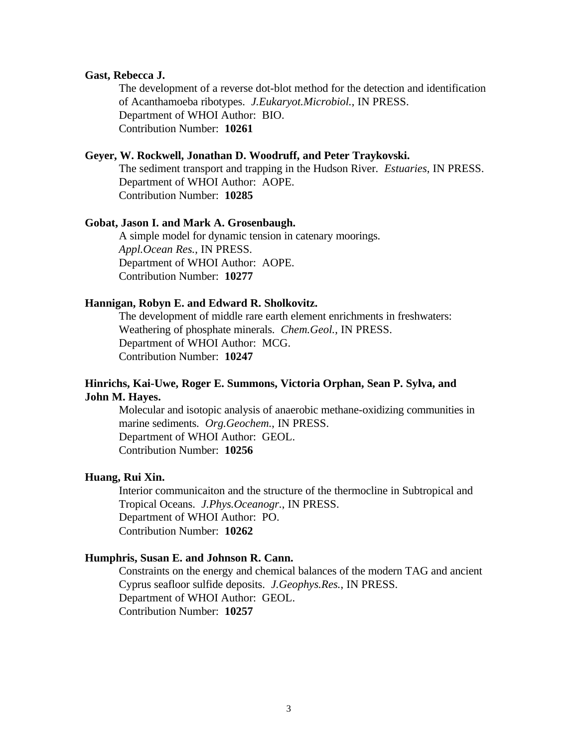**Gast, Rebecca J.**

The development of a reverse dot-blot method for the detection and identification of Acanthamoeba ribotypes. *J.Eukaryot.Microbiol.*, IN PRESS.
Department of WHOI Author: BIO.
Contribution Number: **10261**

**Geyer, W. Rockwell, Jonathan D. Woodruff, and Peter Traykovski.**

The sediment transport and trapping in the Hudson River. *Estuaries*, IN PRESS.
Department of WHOI Author: AOPE.
Contribution Number: **10285**

**Gobat, Jason I. and Mark A. Grosenbaugh.**

A simple model for dynamic tension in catenary moorings.
*Appl.Ocean Res.*, IN PRESS.
Department of WHOI Author: AOPE.
Contribution Number: **10277**

**Hannigan, Robyn E. and Edward R. Sholkovitz.**

The development of middle rare earth element enrichments in freshwaters: Weathering of phosphate minerals. *Chem.Geol.*, IN PRESS.
Department of WHOI Author: MCG.
Contribution Number: **10247**

**Hinrichs, Kai-Uwe, Roger E. Summons, Victoria Orphan, Sean P. Sylva, and John M. Hayes.**

Molecular and isotopic analysis of anaerobic methane-oxidizing communities in marine sediments. *Org.Geochem.*, IN PRESS.
Department of WHOI Author: GEOL.
Contribution Number: **10256**

**Huang, Rui Xin.**

Interior communicaiton and the structure of the thermocline in Subtropical and Tropical Oceans. *J.Phys.Oceanogr.*, IN PRESS.
Department of WHOI Author: PO.
Contribution Number: **10262**

**Humphris, Susan E. and Johnson R. Cann.**

Constraints on the energy and chemical balances of the modern TAG and ancient Cyprus seafloor sulfide deposits. *J.Geophys.Res.*, IN PRESS.
Department of WHOI Author: GEOL.
Contribution Number: **10257**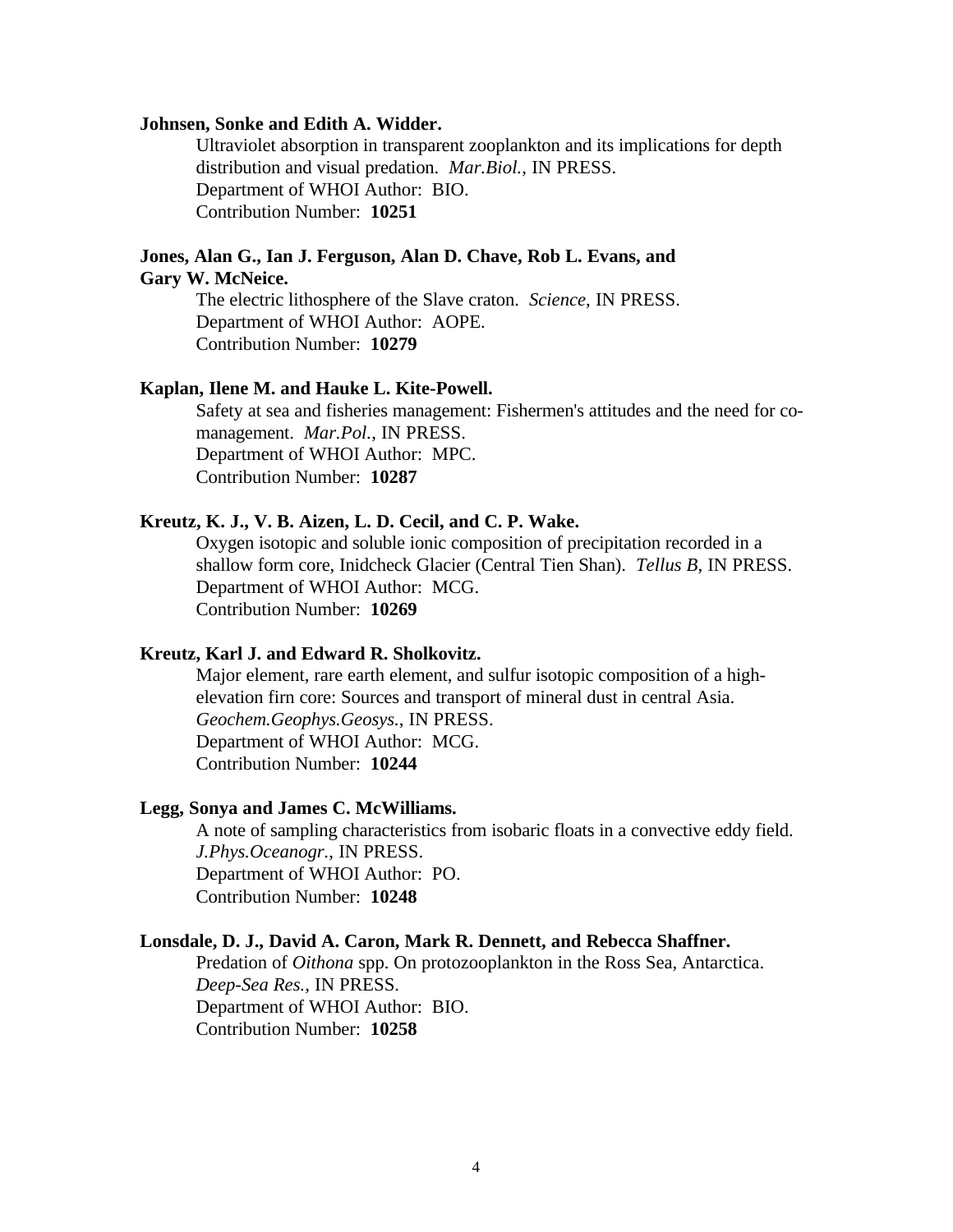**Johnsen, Sonke and Edith A. Widder.**

Ultraviolet absorption in transparent zooplankton and its implications for depth distribution and visual predation. *Mar.Biol.*, IN PRESS.
Department of WHOI Author: BIO.
Contribution Number: **10251**

**Jones, Alan G., Ian J. Ferguson, Alan D. Chave, Rob L. Evans, and Gary W. McNeice.**

The electric lithosphere of the Slave craton. *Science*, IN PRESS.
Department of WHOI Author: AOPE.
Contribution Number: **10279**

**Kaplan, Ilene M. and Hauke L. Kite-Powell.**

Safety at sea and fisheries management: Fishermen's attitudes and the need for co-management. *Mar.Pol.*, IN PRESS.
Department of WHOI Author: MPC.
Contribution Number: **10287**

**Kreutz, K. J., V. B. Aizen, L. D. Cecil, and C. P. Wake.**

Oxygen isotopic and soluble ionic composition of precipitation recorded in a shallow form core, Inidcheck Glacier (Central Tien Shan). *Tellus B*, IN PRESS.
Department of WHOI Author: MCG.
Contribution Number: **10269**

**Kreutz, Karl J. and Edward R. Sholkovitz.**

Major element, rare earth element, and sulfur isotopic composition of a high-elevation firn core: Sources and transport of mineral dust in central Asia. *Geochem.Geophys.Geosys.*, IN PRESS.
Department of WHOI Author: MCG.
Contribution Number: **10244**

**Legg, Sonya and James C. McWilliams.**

A note of sampling characteristics from isobaric floats in a convective eddy field. *J.Phys.Oceanogr.*, IN PRESS.
Department of WHOI Author: PO.
Contribution Number: **10248**

**Lonsdale, D. J., David A. Caron, Mark R. Dennett, and Rebecca Shaffner.**

Predation of *Oithona* spp. On protozooplankton in the Ross Sea, Antarctica. *Deep-Sea Res.*, IN PRESS.
Department of WHOI Author: BIO.
Contribution Number: **10258**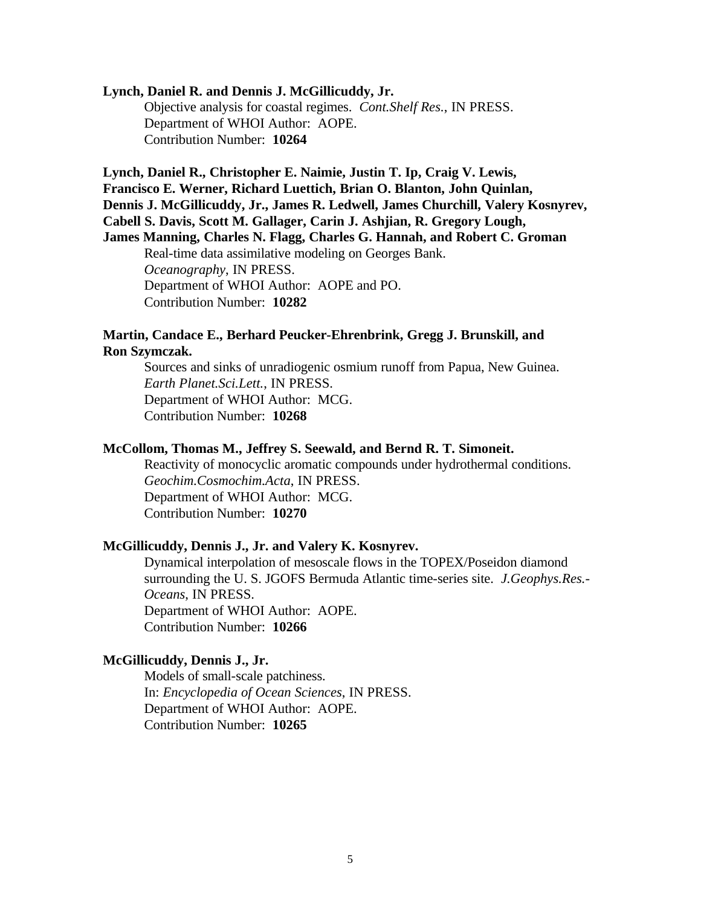**Lynch, Daniel R. and Dennis J. McGillicuddy, Jr.**
Objective analysis for coastal regimes. *Cont.Shelf Res.*, IN PRESS.
Department of WHOI Author: AOPE.
Contribution Number: **10264**

**Lynch, Daniel R., Christopher E. Naimie, Justin T. Ip, Craig V. Lewis, Francisco E. Werner, Richard Luettich, Brian O. Blanton, John Quinlan, Dennis J. McGillicuddy, Jr., James R. Ledwell, James Churchill, Valery Kosnyrev, Cabell S. Davis, Scott M. Gallager, Carin J. Ashjian, R. Gregory Lough, James Manning, Charles N. Flagg, Charles G. Hannah, and Robert C. Groman**
Real-time data assimilative modeling on Georges Bank.
*Oceanography*, IN PRESS.
Department of WHOI Author: AOPE and PO.
Contribution Number: **10282**

**Martin, Candace E., Berhard Peucker-Ehrenbrink, Gregg J. Brunskill, and Ron Szymczak.**
Sources and sinks of unradiogenic osmium runoff from Papua, New Guinea.
*Earth Planet.Sci.Lett.*, IN PRESS.
Department of WHOI Author: MCG.
Contribution Number: **10268**

**McCollom, Thomas M., Jeffrey S. Seewald, and Bernd R. T. Simoneit.**
Reactivity of monocyclic aromatic compounds under hydrothermal conditions.
*Geochim.Cosmochim.Acta*, IN PRESS.
Department of WHOI Author: MCG.
Contribution Number: **10270**

**McGillicuddy, Dennis J., Jr. and Valery K. Kosnyrev.**
Dynamical interpolation of mesoscale flows in the TOPEX/Poseidon diamond surrounding the U. S. JGOFS Bermuda Atlantic time-series site. *J.Geophys.Res.-Oceans*, IN PRESS.
Department of WHOI Author: AOPE.
Contribution Number: **10266**

**McGillicuddy, Dennis J., Jr.**
Models of small-scale patchiness.
In: *Encyclopedia of Ocean Sciences*, IN PRESS.
Department of WHOI Author: AOPE.
Contribution Number: **10265**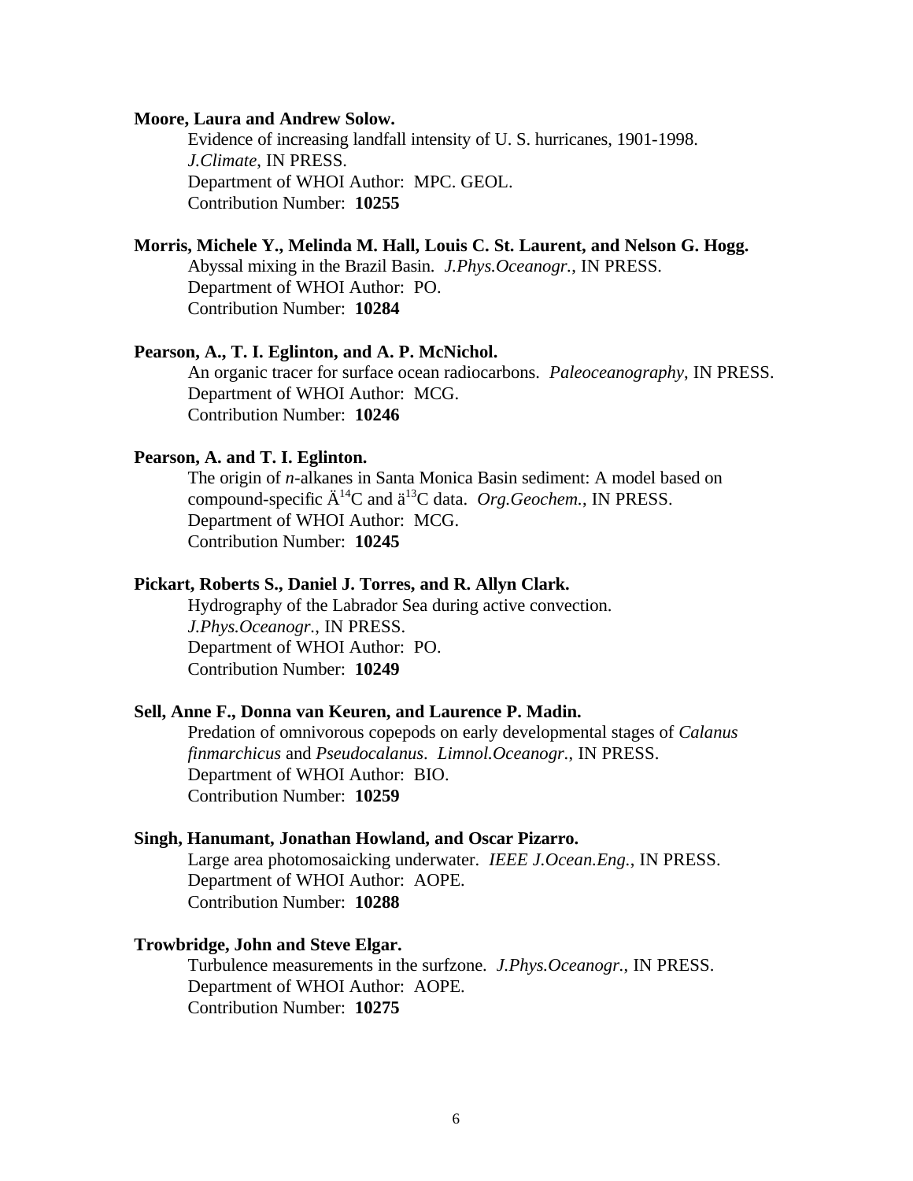**Moore, Laura and Andrew Solow.**

Evidence of increasing landfall intensity of U. S. hurricanes, 1901-1998. *J.Climate*, IN PRESS.
Department of WHOI Author: MPC. GEOL.
Contribution Number: **10255**

**Morris, Michele Y., Melinda M. Hall, Louis C. St. Laurent, and Nelson G. Hogg.**

Abyssal mixing in the Brazil Basin. *J.Phys.Oceanogr.*, IN PRESS.
Department of WHOI Author: PO.
Contribution Number: **10284**

**Pearson, A., T. I. Eglinton, and A. P. McNichol.**

An organic tracer for surface ocean radiocarbons. *Paleoceanography*, IN PRESS.
Department of WHOI Author: MCG.
Contribution Number: **10246**

**Pearson, A. and T. I. Eglinton.**

The origin of *n*-alkanes in Santa Monica Basin sediment: A model based on compound-specific Ä$^{14}$C and ä$^{13}$C data. *Org.Geochem.*, IN PRESS.
Department of WHOI Author: MCG.
Contribution Number: **10245**

**Pickart, Roberts S., Daniel J. Torres, and R. Allyn Clark.**

Hydrography of the Labrador Sea during active convection. *J.Phys.Oceanogr.*, IN PRESS.
Department of WHOI Author: PO.
Contribution Number: **10249**

**Sell, Anne F., Donna van Keuren, and Laurence P. Madin.**

Predation of omnivorous copepods on early developmental stages of *Calanus finmarchicus* and *Pseudocalanus*. *Limnol.Oceanogr.*, IN PRESS.
Department of WHOI Author: BIO.
Contribution Number: **10259**

**Singh, Hanumant, Jonathan Howland, and Oscar Pizarro.**

Large area photomosaicking underwater. *IEEE J.Ocean.Eng.*, IN PRESS.
Department of WHOI Author: AOPE.
Contribution Number: **10288**

**Trowbridge, John and Steve Elgar.**

Turbulence measurements in the surfzone. *J.Phys.Oceanogr.*, IN PRESS.
Department of WHOI Author: AOPE.
Contribution Number: **10275**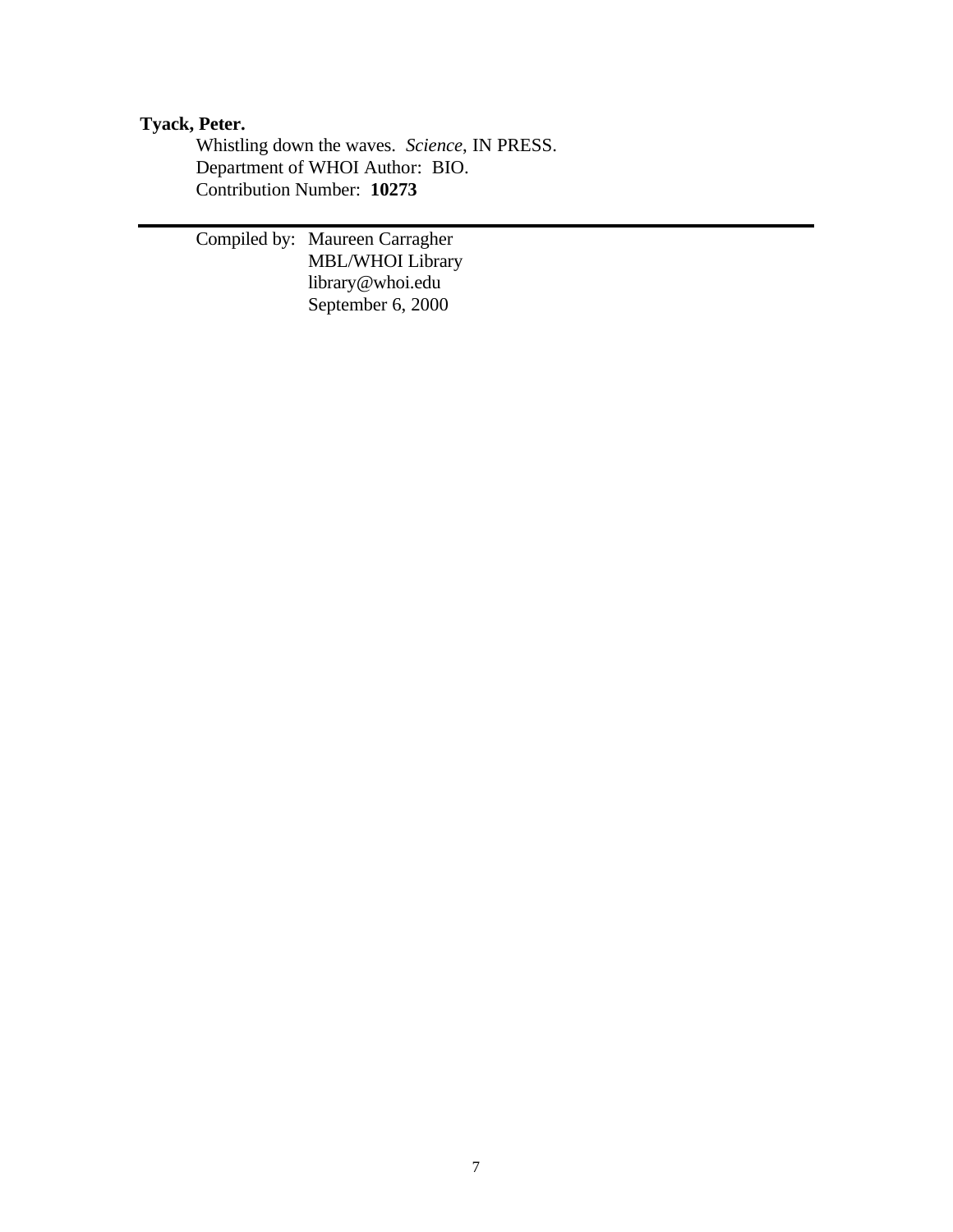**Tyack, Peter.**

Whistling down the waves. *Science*, IN PRESS.
Department of WHOI Author: BIO.
Contribution Number: **10273**

---

Compiled by: Maureen Carragher
MBL/WHOI Library
library@whoi.edu
September 6, 2000